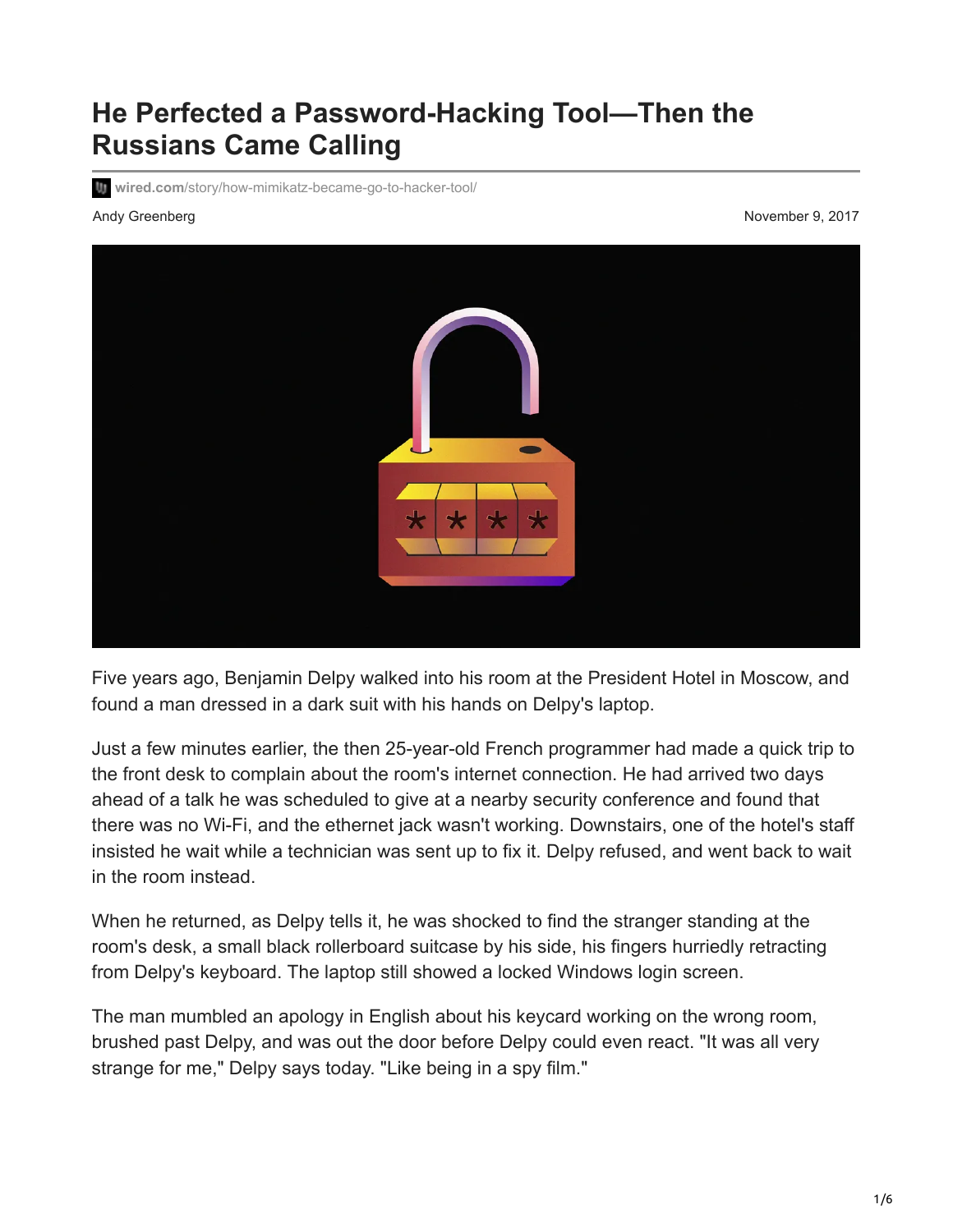# He Perfected a Password-Hacking Tool—Then the Russians Came Calling

wired.com/story/how-mimikatz-became-go-to-hacker-tool/

Andy Greenberg

November 9, 2017

Five years ago, Benjamin Delpy walked into his room at the President Hotel in Moscow, and found a man dressed in a dark suit with his hands on Delpy's laptop.

Just a few minutes earlier, the then 25-year-old French programmer had made a quick trip to the front desk to complain about the room's internet connection. He had arrived two days ahead of a talk he was scheduled to give at a nearby security conference and found that there was no Wi-Fi, and the ethernet jack wasn't working. Downstairs, one of the hotel's staff insisted he wait while a technician was sent up to fix it. Delpy refused, and went back to wait in the room instead.

When he returned, as Delpy tells it, he was shocked to find the stranger standing at the room's desk, a small black rollerboard suitcase by his side, his fingers hurriedly retracting from Delpy's keyboard. The laptop still showed a locked Windows login screen.

The man mumbled an apology in English about his keycard working on the wrong room, brushed past Delpy, and was out the door before Delpy could even react. "It was all very strange for me," Delpy says today. "Like being in a spy film."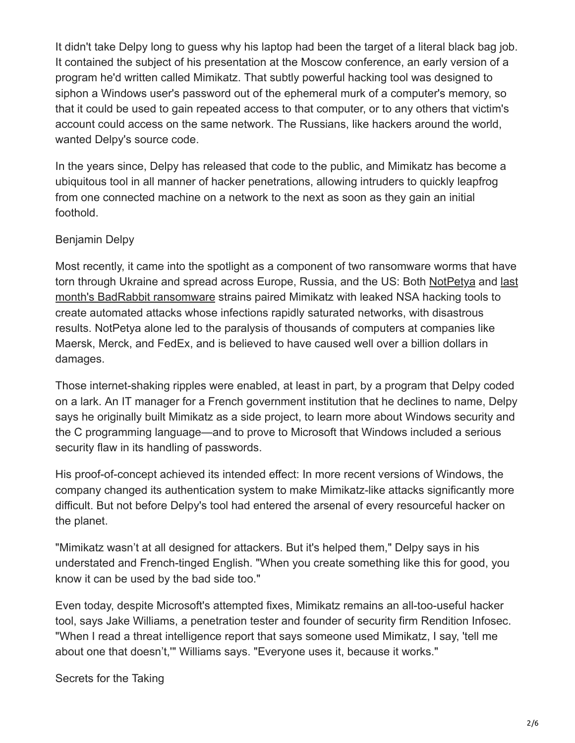It didn't take Delpy long to guess why his laptop had been the target of a literal black bag job. It contained the subject of his presentation at the Moscow conference, an early version of a program he'd written called Mimikatz. That subtly powerful hacking tool was designed to siphon a Windows user's password out of the ephemeral murk of a computer's memory, so that it could be used to gain repeated access to that computer, or to any others that victim's account could access on the same network. The Russians, like hackers around the world, wanted Delpy's source code.

In the years since, Delpy has released that code to the public, and Mimikatz has become a ubiquitous tool in all manner of hacker penetrations, allowing intruders to quickly leapfrog from one connected machine on a network to the next as soon as they gain an initial foothold.

Benjamin Delpy

Most recently, it came into the spotlight as a component of two ransomware worms that have torn through Ukraine and spread across Europe, Russia, and the US: Both NotPetya and last month's BadRabbit ransomware strains paired Mimikatz with leaked NSA hacking tools to create automated attacks whose infections rapidly saturated networks, with disastrous results. NotPetya alone led to the paralysis of thousands of computers at companies like Maersk, Merck, and FedEx, and is believed to have caused well over a billion dollars in damages.

Those internet-shaking ripples were enabled, at least in part, by a program that Delpy coded on a lark. An IT manager for a French government institution that he declines to name, Delpy says he originally built Mimikatz as a side project, to learn more about Windows security and the C programming language—and to prove to Microsoft that Windows included a serious security flaw in its handling of passwords.

His proof-of-concept achieved its intended effect: In more recent versions of Windows, the company changed its authentication system to make Mimikatz-like attacks significantly more difficult. But not before Delpy's tool had entered the arsenal of every resourceful hacker on the planet.

"Mimikatz wasn't at all designed for attackers. But it's helped them," Delpy says in his understated and French-tinged English. "When you create something like this for good, you know it can be used by the bad side too."

Even today, despite Microsoft's attempted fixes, Mimikatz remains an all-too-useful hacker tool, says Jake Williams, a penetration tester and founder of security firm Rendition Infosec. "When I read a threat intelligence report that says someone used Mimikatz, I say, 'tell me about one that doesn't,'" Williams says. "Everyone uses it, because it works."

## Secrets for the Taking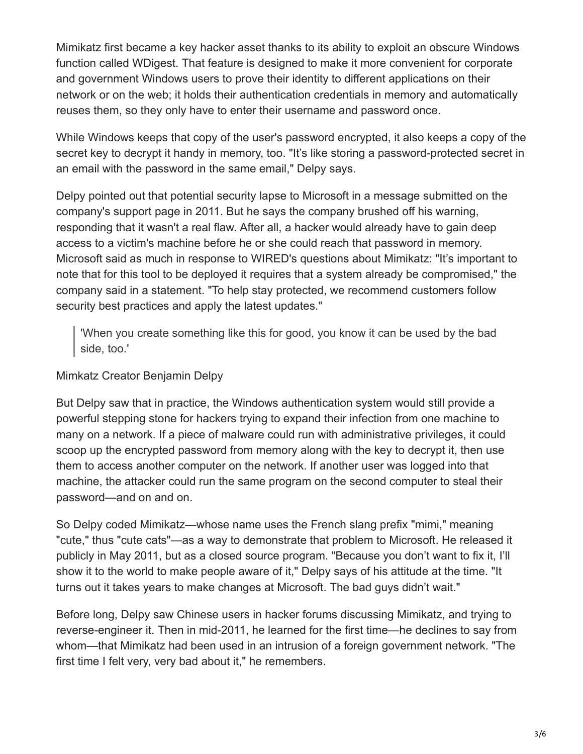Mimikatz first became a key hacker asset thanks to its ability to exploit an obscure Windows function called WDigest. That feature is designed to make it more convenient for corporate and government Windows users to prove their identity to different applications on their network or on the web; it holds their authentication credentials in memory and automatically reuses them, so they only have to enter their username and password once.

While Windows keeps that copy of the user's password encrypted, it also keeps a copy of the secret key to decrypt it handy in memory, too. "It's like storing a password-protected secret in an email with the password in the same email," Delpy says.

Delpy pointed out that potential security lapse to Microsoft in a message submitted on the company's support page in 2011. But he says the company brushed off his warning, responding that it wasn't a real flaw. After all, a hacker would already have to gain deep access to a victim's machine before he or she could reach that password in memory. Microsoft said as much in response to WIRED's questions about Mimikatz: "It's important to note that for this tool to be deployed it requires that a system already be compromised," the company said in a statement. "To help stay protected, we recommend customers follow security best practices and apply the latest updates."

> 'When you create something like this for good, you know it can be used by the bad side, too.'

Mimkatz Creator Benjamin Delpy

But Delpy saw that in practice, the Windows authentication system would still provide a powerful stepping stone for hackers trying to expand their infection from one machine to many on a network. If a piece of malware could run with administrative privileges, it could scoop up the encrypted password from memory along with the key to decrypt it, then use them to access another computer on the network. If another user was logged into that machine, the attacker could run the same program on the second computer to steal their password—and on and on.

So Delpy coded Mimikatz—whose name uses the French slang prefix "mimi," meaning "cute," thus "cute cats"—as a way to demonstrate that problem to Microsoft. He released it publicly in May 2011, but as a closed source program. "Because you don't want to fix it, I'll show it to the world to make people aware of it," Delpy says of his attitude at the time. "It turns out it takes years to make changes at Microsoft. The bad guys didn't wait."

Before long, Delpy saw Chinese users in hacker forums discussing Mimikatz, and trying to reverse-engineer it. Then in mid-2011, he learned for the first time—he declines to say from whom—that Mimikatz had been used in an intrusion of a foreign government network. "The first time I felt very, very bad about it," he remembers.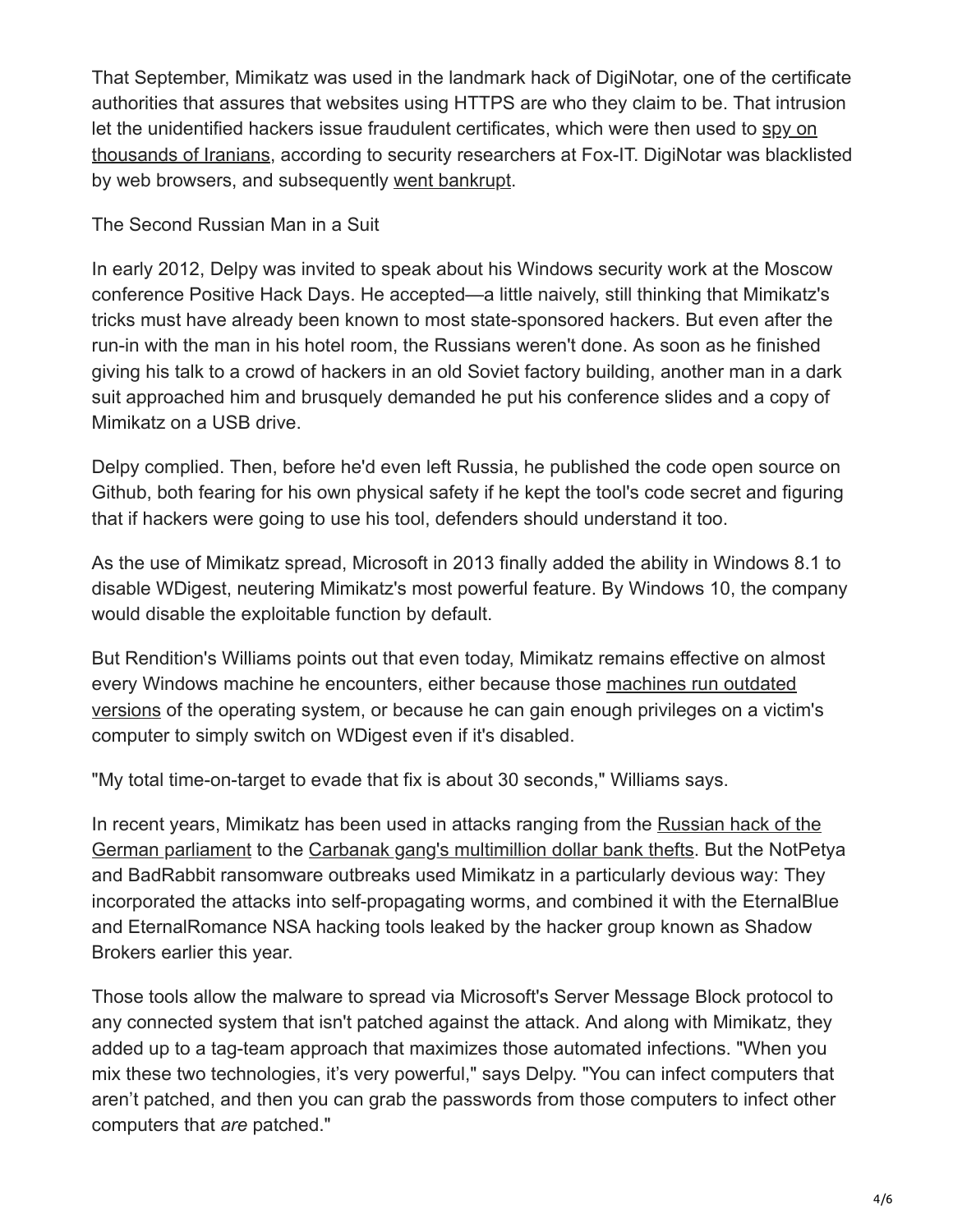That September, Mimikatz was used in the landmark hack of DigiNotar, one of the certificate authorities that assures that websites using HTTPS are who they claim to be. That intrusion let the unidentified hackers issue fraudulent certificates, which were then used to spy on thousands of Iranians, according to security researchers at Fox-IT. DigiNotar was blacklisted by web browsers, and subsequently went bankrupt.

## The Second Russian Man in a Suit

In early 2012, Delpy was invited to speak about his Windows security work at the Moscow conference Positive Hack Days. He accepted—a little naively, still thinking that Mimikatz's tricks must have already been known to most state-sponsored hackers. But even after the run-in with the man in his hotel room, the Russians weren't done. As soon as he finished giving his talk to a crowd of hackers in an old Soviet factory building, another man in a dark suit approached him and brusquely demanded he put his conference slides and a copy of Mimikatz on a USB drive.

Delpy complied. Then, before he'd even left Russia, he published the code open source on Github, both fearing for his own physical safety if he kept the tool's code secret and figuring that if hackers were going to use his tool, defenders should understand it too.

As the use of Mimikatz spread, Microsoft in 2013 finally added the ability in Windows 8.1 to disable WDigest, neutering Mimikatz's most powerful feature. By Windows 10, the company would disable the exploitable function by default.

But Rendition's Williams points out that even today, Mimikatz remains effective on almost every Windows machine he encounters, either because those machines run outdated versions of the operating system, or because he can gain enough privileges on a victim's computer to simply switch on WDigest even if it's disabled.

"My total time-on-target to evade that fix is about 30 seconds," Williams says.

In recent years, Mimikatz has been used in attacks ranging from the Russian hack of the German parliament to the Carbanak gang's multimillion dollar bank thefts. But the NotPetya and BadRabbit ransomware outbreaks used Mimikatz in a particularly devious way: They incorporated the attacks into self-propagating worms, and combined it with the EternalBlue and EternalRomance NSA hacking tools leaked by the hacker group known as Shadow Brokers earlier this year.

Those tools allow the malware to spread via Microsoft's Server Message Block protocol to any connected system that isn't patched against the attack. And along with Mimikatz, they added up to a tag-team approach that maximizes those automated infections. "When you mix these two technologies, it's very powerful," says Delpy. "You can infect computers that aren't patched, and then you can grab the passwords from those computers to infect other computers that *are* patched."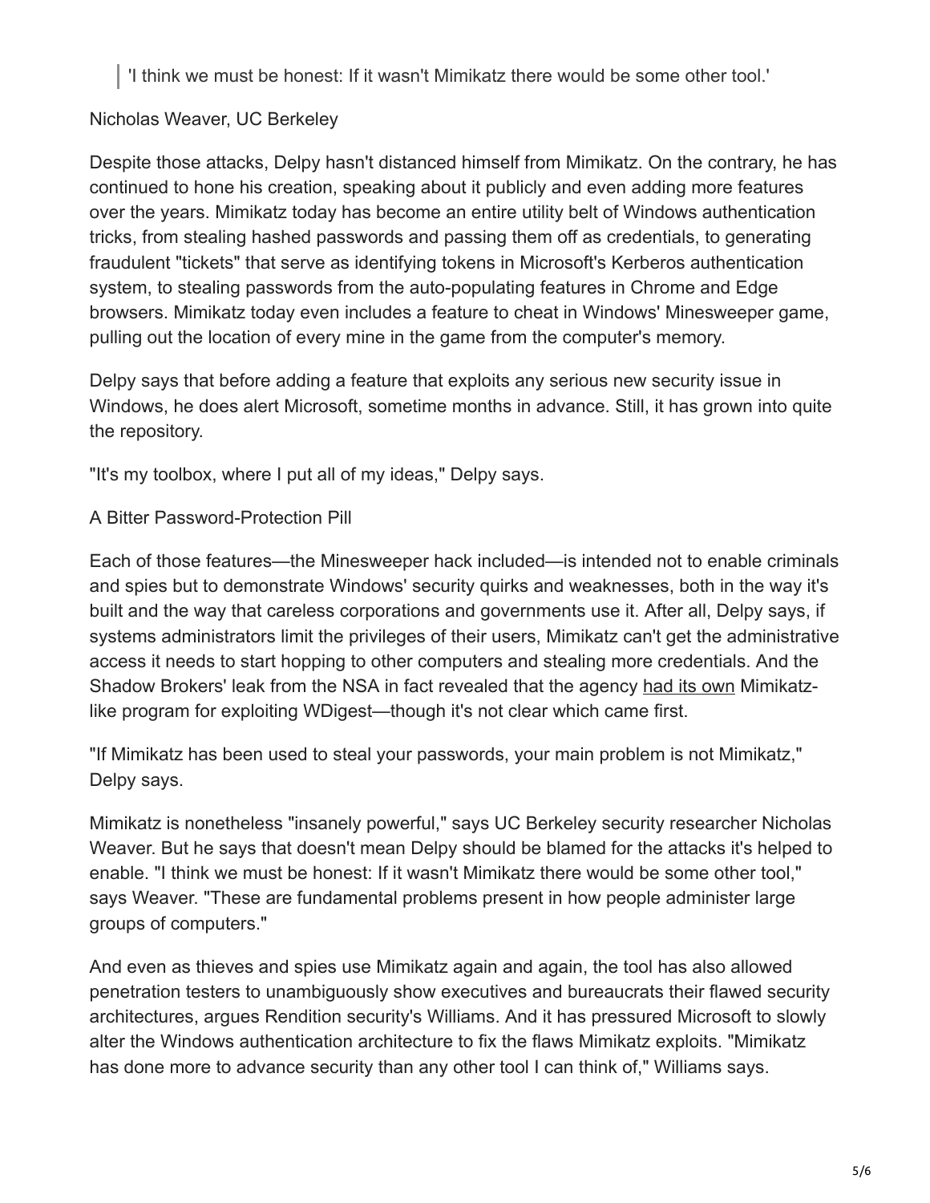> 'I think we must be honest: If it wasn't Mimikatz there would be some other tool.'

Nicholas Weaver, UC Berkeley

Despite those attacks, Delpy hasn't distanced himself from Mimikatz. On the contrary, he has continued to hone his creation, speaking about it publicly and even adding more features over the years. Mimikatz today has become an entire utility belt of Windows authentication tricks, from stealing hashed passwords and passing them off as credentials, to generating fraudulent "tickets" that serve as identifying tokens in Microsoft's Kerberos authentication system, to stealing passwords from the auto-populating features in Chrome and Edge browsers. Mimikatz today even includes a feature to cheat in Windows' Minesweeper game, pulling out the location of every mine in the game from the computer's memory.

Delpy says that before adding a feature that exploits any serious new security issue in Windows, he does alert Microsoft, sometime months in advance. Still, it has grown into quite the repository.

"It's my toolbox, where I put all of my ideas," Delpy says.

## A Bitter Password-Protection Pill

Each of those features—the Minesweeper hack included—is intended not to enable criminals and spies but to demonstrate Windows' security quirks and weaknesses, both in the way it's built and the way that careless corporations and governments use it. After all, Delpy says, if systems administrators limit the privileges of their users, Mimikatz can't get the administrative access it needs to start hopping to other computers and stealing more credentials. And the Shadow Brokers' leak from the NSA in fact revealed that the agency had its own Mimikatz-like program for exploiting WDigest—though it's not clear which came first.

"If Mimikatz has been used to steal your passwords, your main problem is not Mimikatz," Delpy says.

Mimikatz is nonetheless "insanely powerful," says UC Berkeley security researcher Nicholas Weaver. But he says that doesn't mean Delpy should be blamed for the attacks it's helped to enable. "I think we must be honest: If it wasn't Mimikatz there would be some other tool," says Weaver. "These are fundamental problems present in how people administer large groups of computers."

And even as thieves and spies use Mimikatz again and again, the tool has also allowed penetration testers to unambiguously show executives and bureaucrats their flawed security architectures, argues Rendition security's Williams. And it has pressured Microsoft to slowly alter the Windows authentication architecture to fix the flaws Mimikatz exploits. "Mimikatz has done more to advance security than any other tool I can think of," Williams says.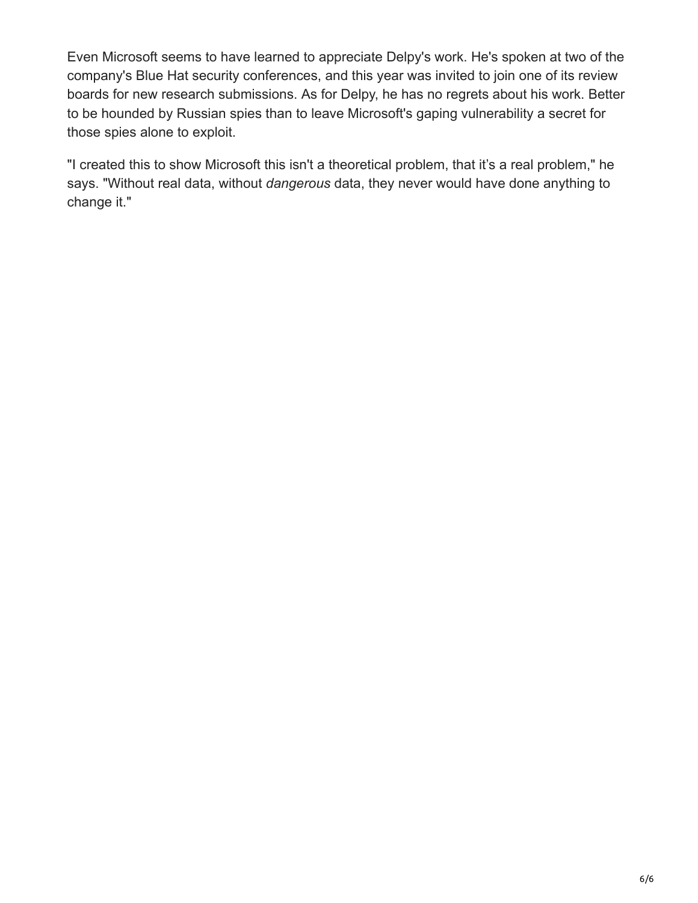Even Microsoft seems to have learned to appreciate Delpy's work. He's spoken at two of the company's Blue Hat security conferences, and this year was invited to join one of its review boards for new research submissions. As for Delpy, he has no regrets about his work. Better to be hounded by Russian spies than to leave Microsoft's gaping vulnerability a secret for those spies alone to exploit.

"I created this to show Microsoft this isn't a theoretical problem, that it’s a real problem," he says. "Without real data, without *dangerous* data, they never would have done anything to change it."